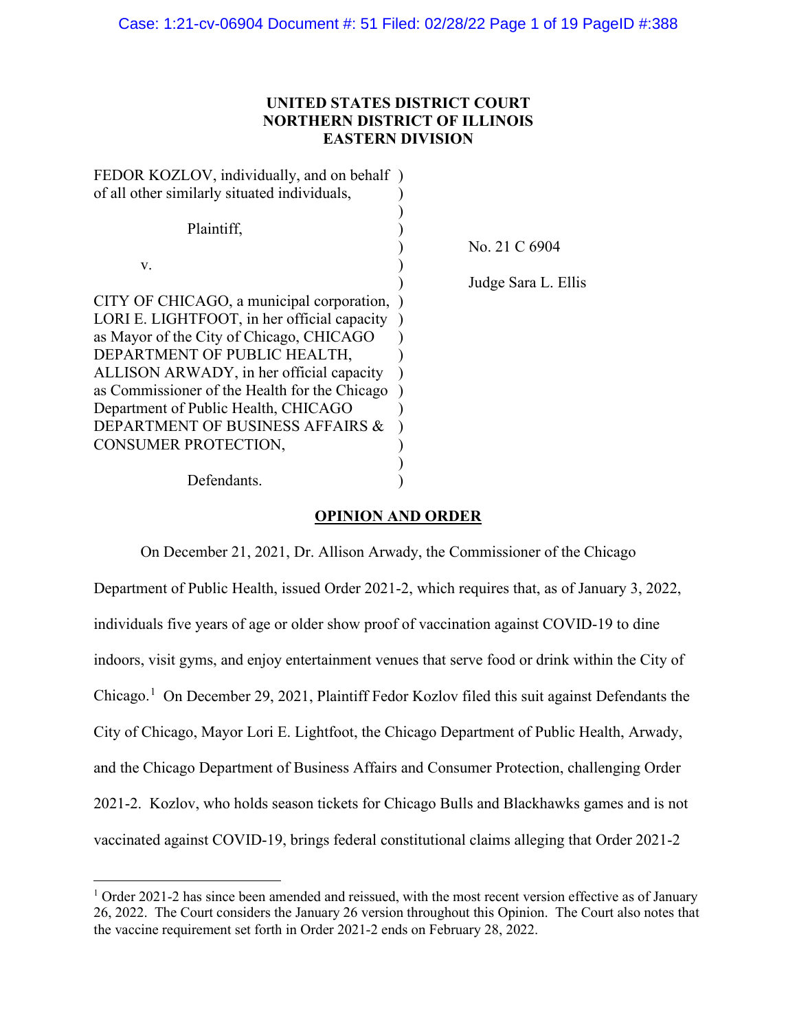**UNITED STATES DISTRICT COURT**
**NORTHERN DISTRICT OF ILLINOIS**
**EASTERN DIVISION**

FEDOR KOZLOV, individually, and on behalf of all other similarly situated individuals,

Plaintiff,

v.

CITY OF CHICAGO, a municipal corporation, LORI E. LIGHTFOOT, in her official capacity as Mayor of the City of Chicago, CHICAGO DEPARTMENT OF PUBLIC HEALTH, ALLISON ARWADY, in her official capacity as Commissioner of the Health for the Chicago Department of Public Health, CHICAGO DEPARTMENT OF BUSINESS AFFAIRS & CONSUMER PROTECTION,

Defendants.

No. 21 C 6904

Judge Sara L. Ellis

**OPINION AND ORDER**

On December 21, 2021, Dr. Allison Arwady, the Commissioner of the Chicago Department of Public Health, issued Order 2021-2, which requires that, as of January 3, 2022, individuals five years of age or older show proof of vaccination against COVID-19 to dine indoors, visit gyms, and enjoy entertainment venues that serve food or drink within the City of Chicago.[1] On December 29, 2021, Plaintiff Fedor Kozlov filed this suit against Defendants the City of Chicago, Mayor Lori E. Lightfoot, the Chicago Department of Public Health, Arwady, and the Chicago Department of Business Affairs and Consumer Protection, challenging Order 2021-2. Kozlov, who holds season tickets for Chicago Bulls and Blackhawks games and is not vaccinated against COVID-19, brings federal constitutional claims alleging that Order 2021-2

[1] Order 2021-2 has since been amended and reissued, with the most recent version effective as of January 26, 2022. The Court considers the January 26 version throughout this Opinion. The Court also notes that the vaccine requirement set forth in Order 2021-2 ends on February 28, 2022.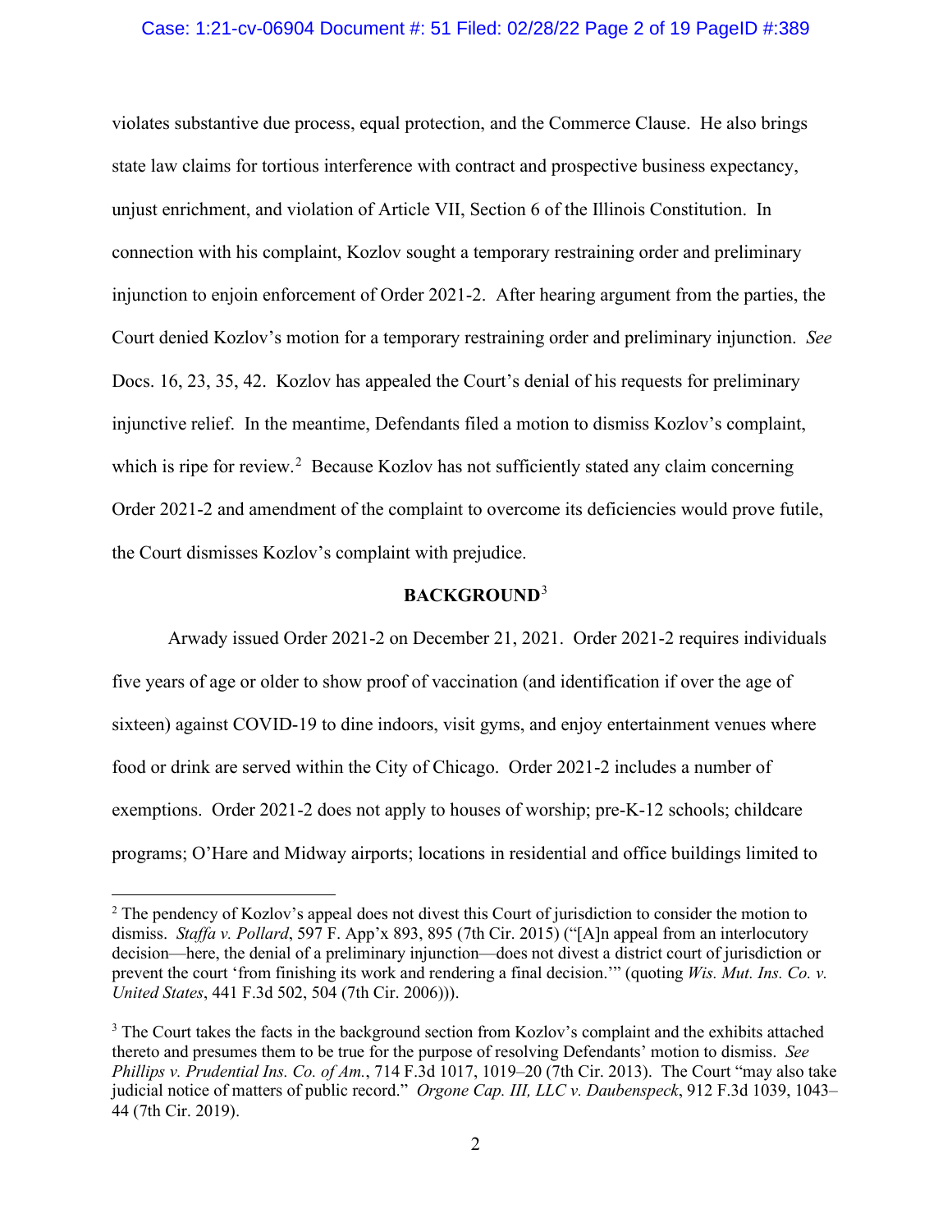violates substantive due process, equal protection, and the Commerce Clause. He also brings state law claims for tortious interference with contract and prospective business expectancy, unjust enrichment, and violation of Article VII, Section 6 of the Illinois Constitution. In connection with his complaint, Kozlov sought a temporary restraining order and preliminary injunction to enjoin enforcement of Order 2021-2. After hearing argument from the parties, the Court denied Kozlov's motion for a temporary restraining order and preliminary injunction. *See* Docs. 16, 23, 35, 42. Kozlov has appealed the Court's denial of his requests for preliminary injunctive relief. In the meantime, Defendants filed a motion to dismiss Kozlov's complaint, which is ripe for review.[2] Because Kozlov has not sufficiently stated any claim concerning Order 2021-2 and amendment of the complaint to overcome its deficiencies would prove futile, the Court dismisses Kozlov's complaint with prejudice.

## BACKGROUND[3]

Arwady issued Order 2021-2 on December 21, 2021. Order 2021-2 requires individuals five years of age or older to show proof of vaccination (and identification if over the age of sixteen) against COVID-19 to dine indoors, visit gyms, and enjoy entertainment venues where food or drink are served within the City of Chicago. Order 2021-2 includes a number of exemptions. Order 2021-2 does not apply to houses of worship; pre-K-12 schools; childcare programs; O'Hare and Midway airports; locations in residential and office buildings limited to

---

[2] The pendency of Kozlov's appeal does not divest this Court of jurisdiction to consider the motion to dismiss. *Staffa v. Pollard*, 597 F. App'x 893, 895 (7th Cir. 2015) ("[A]n appeal from an interlocutory decision—here, the denial of a preliminary injunction—does not divest a district court of jurisdiction or prevent the court 'from finishing its work and rendering a final decision.'" (quoting *Wis. Mut. Ins. Co. v. United States*, 441 F.3d 502, 504 (7th Cir. 2006))).

[3] The Court takes the facts in the background section from Kozlov's complaint and the exhibits attached thereto and presumes them to be true for the purpose of resolving Defendants' motion to dismiss. *See Phillips v. Prudential Ins. Co. of Am.*, 714 F.3d 1017, 1019–20 (7th Cir. 2013). The Court "may also take judicial notice of matters of public record." *Orgone Cap. III, LLC v. Daubenspeck*, 912 F.3d 1039, 1043–44 (7th Cir. 2019).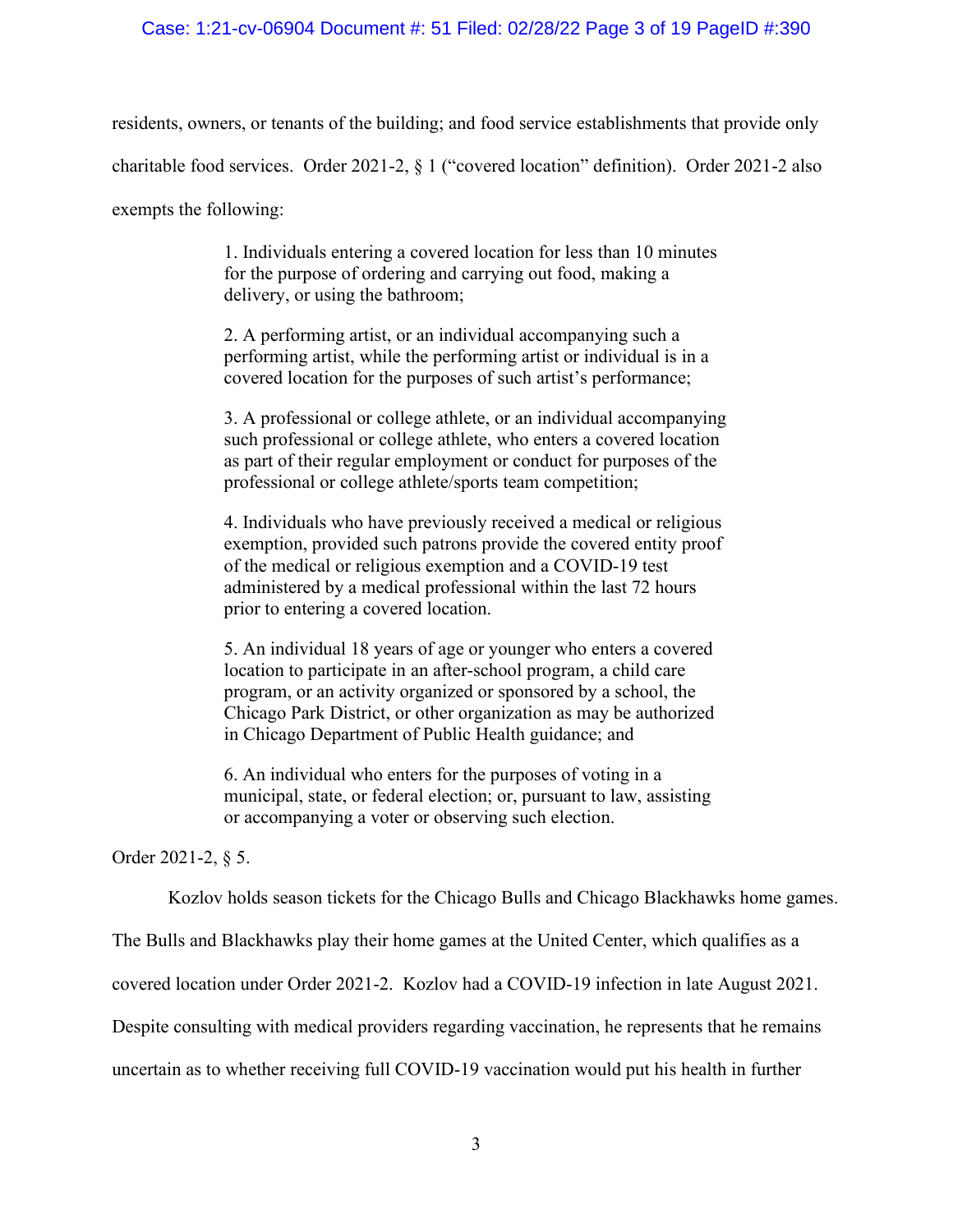residents, owners, or tenants of the building; and food service establishments that provide only charitable food services. Order 2021-2, § 1 ("covered location" definition). Order 2021-2 also exempts the following:

> 1. Individuals entering a covered location for less than 10 minutes for the purpose of ordering and carrying out food, making a delivery, or using the bathroom;
>
> 2. A performing artist, or an individual accompanying such a performing artist, while the performing artist or individual is in a covered location for the purposes of such artist's performance;
>
> 3. A professional or college athlete, or an individual accompanying such professional or college athlete, who enters a covered location as part of their regular employment or conduct for purposes of the professional or college athlete/sports team competition;
>
> 4. Individuals who have previously received a medical or religious exemption, provided such patrons provide the covered entity proof of the medical or religious exemption and a COVID-19 test administered by a medical professional within the last 72 hours prior to entering a covered location.
>
> 5. An individual 18 years of age or younger who enters a covered location to participate in an after-school program, a child care program, or an activity organized or sponsored by a school, the Chicago Park District, or other organization as may be authorized in Chicago Department of Public Health guidance; and
>
> 6. An individual who enters for the purposes of voting in a municipal, state, or federal election; or, pursuant to law, assisting or accompanying a voter or observing such election.

Order 2021-2, § 5.

Kozlov holds season tickets for the Chicago Bulls and Chicago Blackhawks home games. The Bulls and Blackhawks play their home games at the United Center, which qualifies as a covered location under Order 2021-2. Kozlov had a COVID-19 infection in late August 2021. Despite consulting with medical providers regarding vaccination, he represents that he remains uncertain as to whether receiving full COVID-19 vaccination would put his health in further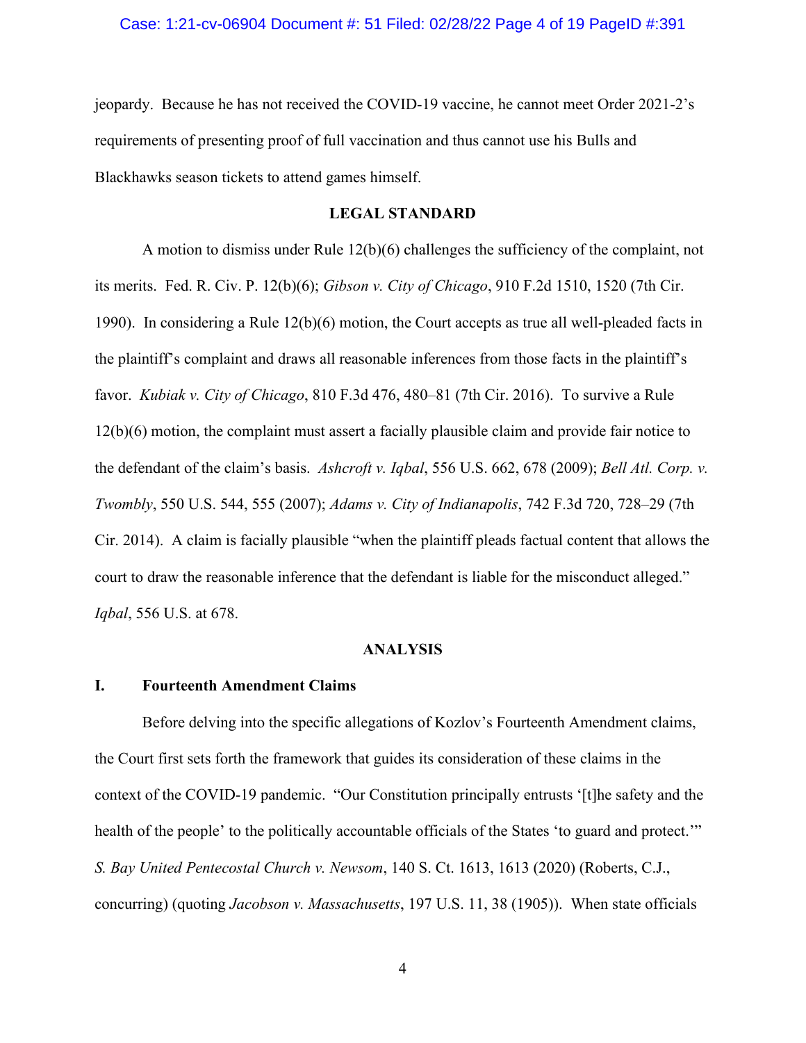jeopardy. Because he has not received the COVID-19 vaccine, he cannot meet Order 2021-2's requirements of presenting proof of full vaccination and thus cannot use his Bulls and Blackhawks season tickets to attend games himself.

## LEGAL STANDARD

A motion to dismiss under Rule 12(b)(6) challenges the sufficiency of the complaint, not its merits. Fed. R. Civ. P. 12(b)(6); *Gibson v. City of Chicago*, 910 F.2d 1510, 1520 (7th Cir. 1990). In considering a Rule 12(b)(6) motion, the Court accepts as true all well-pleaded facts in the plaintiff's complaint and draws all reasonable inferences from those facts in the plaintiff's favor. *Kubiak v. City of Chicago*, 810 F.3d 476, 480–81 (7th Cir. 2016). To survive a Rule 12(b)(6) motion, the complaint must assert a facially plausible claim and provide fair notice to the defendant of the claim's basis. *Ashcroft v. Iqbal*, 556 U.S. 662, 678 (2009); *Bell Atl. Corp. v. Twombly*, 550 U.S. 544, 555 (2007); *Adams v. City of Indianapolis*, 742 F.3d 720, 728–29 (7th Cir. 2014). A claim is facially plausible "when the plaintiff pleads factual content that allows the court to draw the reasonable inference that the defendant is liable for the misconduct alleged." *Iqbal*, 556 U.S. at 678.

## ANALYSIS

### I. Fourteenth Amendment Claims

Before delving into the specific allegations of Kozlov's Fourteenth Amendment claims, the Court first sets forth the framework that guides its consideration of these claims in the context of the COVID-19 pandemic. "Our Constitution principally entrusts '[t]he safety and the health of the people' to the politically accountable officials of the States 'to guard and protect.'" *S. Bay United Pentecostal Church v. Newsom*, 140 S. Ct. 1613, 1613 (2020) (Roberts, C.J., concurring) (quoting *Jacobson v. Massachusetts*, 197 U.S. 11, 38 (1905)). When state officials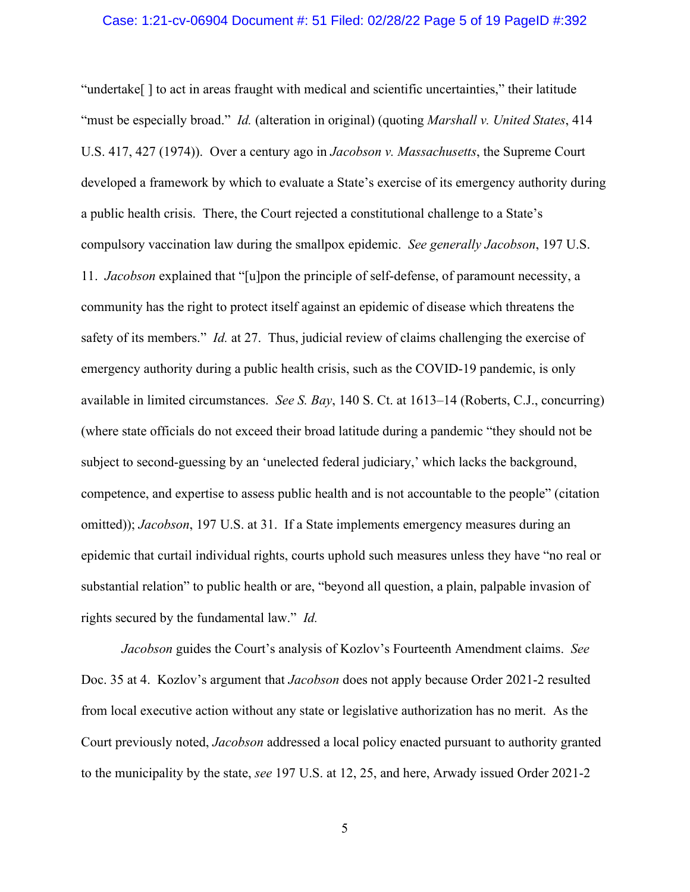"undertake[ ] to act in areas fraught with medical and scientific uncertainties," their latitude "must be especially broad." *Id.* (alteration in original) (quoting *Marshall v. United States*, 414 U.S. 417, 427 (1974)). Over a century ago in *Jacobson v. Massachusetts*, the Supreme Court developed a framework by which to evaluate a State's exercise of its emergency authority during a public health crisis. There, the Court rejected a constitutional challenge to a State's compulsory vaccination law during the smallpox epidemic. *See generally Jacobson*, 197 U.S. 11. *Jacobson* explained that "[u]pon the principle of self-defense, of paramount necessity, a community has the right to protect itself against an epidemic of disease which threatens the safety of its members." *Id.* at 27. Thus, judicial review of claims challenging the exercise of emergency authority during a public health crisis, such as the COVID-19 pandemic, is only available in limited circumstances. *See S. Bay*, 140 S. Ct. at 1613–14 (Roberts, C.J., concurring) (where state officials do not exceed their broad latitude during a pandemic "they should not be subject to second-guessing by an 'unelected federal judiciary,' which lacks the background, competence, and expertise to assess public health and is not accountable to the people" (citation omitted)); *Jacobson*, 197 U.S. at 31. If a State implements emergency measures during an epidemic that curtail individual rights, courts uphold such measures unless they have "no real or substantial relation" to public health or are, "beyond all question, a plain, palpable invasion of rights secured by the fundamental law." *Id.*

*Jacobson* guides the Court's analysis of Kozlov's Fourteenth Amendment claims. *See* Doc. 35 at 4. Kozlov's argument that *Jacobson* does not apply because Order 2021-2 resulted from local executive action without any state or legislative authorization has no merit. As the Court previously noted, *Jacobson* addressed a local policy enacted pursuant to authority granted to the municipality by the state, *see* 197 U.S. at 12, 25, and here, Arwady issued Order 2021-2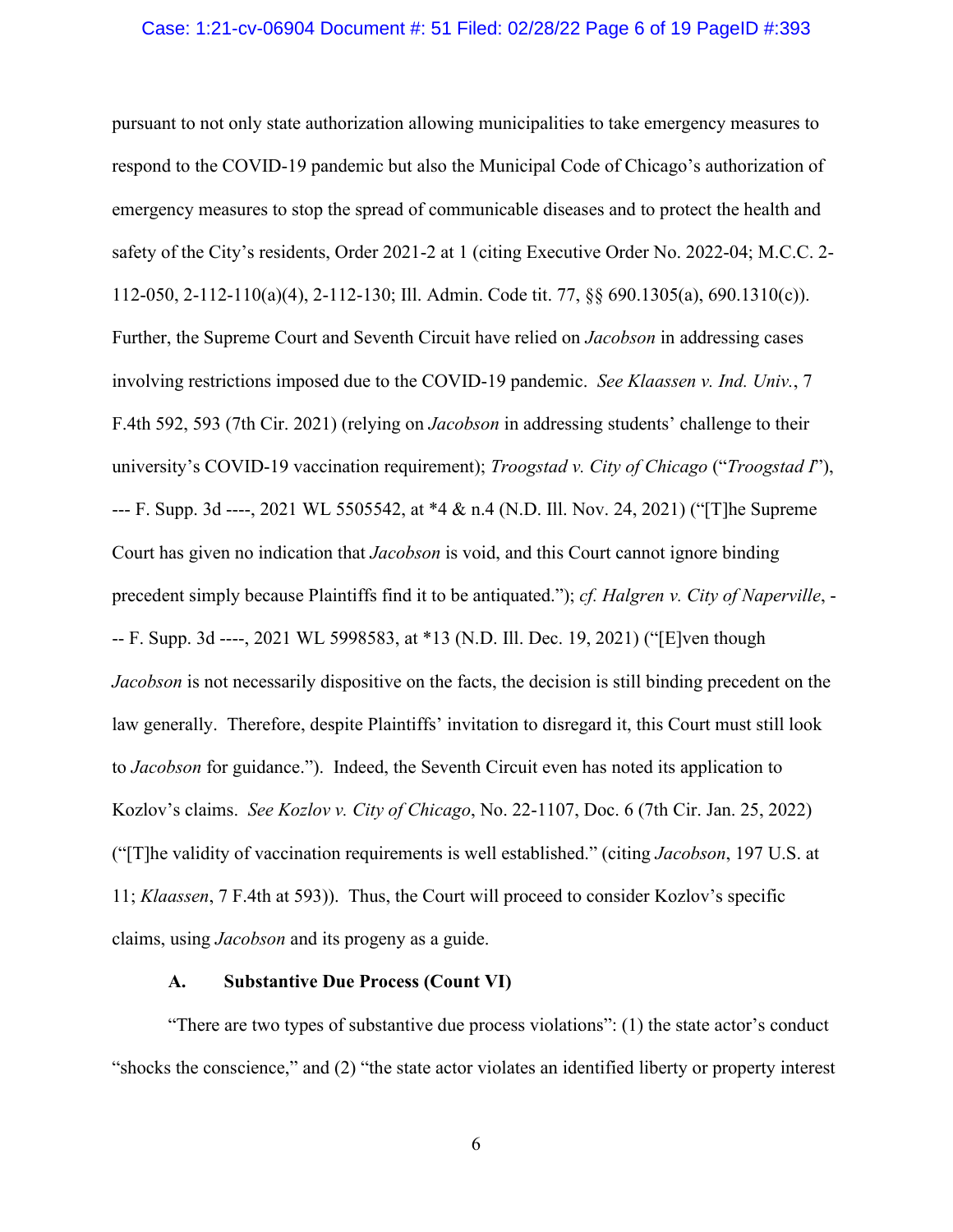pursuant to not only state authorization allowing municipalities to take emergency measures to respond to the COVID-19 pandemic but also the Municipal Code of Chicago's authorization of emergency measures to stop the spread of communicable diseases and to protect the health and safety of the City's residents, Order 2021-2 at 1 (citing Executive Order No. 2022-04; M.C.C. 2-112-050, 2-112-110(a)(4), 2-112-130; Ill. Admin. Code tit. 77, §§ 690.1305(a), 690.1310(c)). Further, the Supreme Court and Seventh Circuit have relied on *Jacobson* in addressing cases involving restrictions imposed due to the COVID-19 pandemic. *See Klaassen v. Ind. Univ.*, 7 F.4th 592, 593 (7th Cir. 2021) (relying on *Jacobson* in addressing students' challenge to their university's COVID-19 vaccination requirement); *Troogstad v. City of Chicago* ("*Troogstad I*"), --- F. Supp. 3d ----, 2021 WL 5505542, at *4 & n.4 (N.D. Ill. Nov. 24, 2021) ("[T]he Supreme Court has given no indication that *Jacobson* is void, and this Court cannot ignore binding precedent simply because Plaintiffs find it to be antiquated."); *cf. Halgren v. City of Naperville*, --- F. Supp. 3d ----, 2021 WL 5998583, at *13 (N.D. Ill. Dec. 19, 2021) ("[E]ven though *Jacobson* is not necessarily dispositive on the facts, the decision is still binding precedent on the law generally. Therefore, despite Plaintiffs' invitation to disregard it, this Court must still look to *Jacobson* for guidance."). Indeed, the Seventh Circuit even has noted its application to Kozlov's claims. *See Kozlov v. City of Chicago*, No. 22-1107, Doc. 6 (7th Cir. Jan. 25, 2022) ("[T]he validity of vaccination requirements is well established." (citing *Jacobson*, 197 U.S. at 11; *Klaassen*, 7 F.4th at 593)). Thus, the Court will proceed to consider Kozlov's specific claims, using *Jacobson* and its progeny as a guide.

### A. Substantive Due Process (Count VI)

"There are two types of substantive due process violations": (1) the state actor's conduct "shocks the conscience," and (2) "the state actor violates an identified liberty or property interest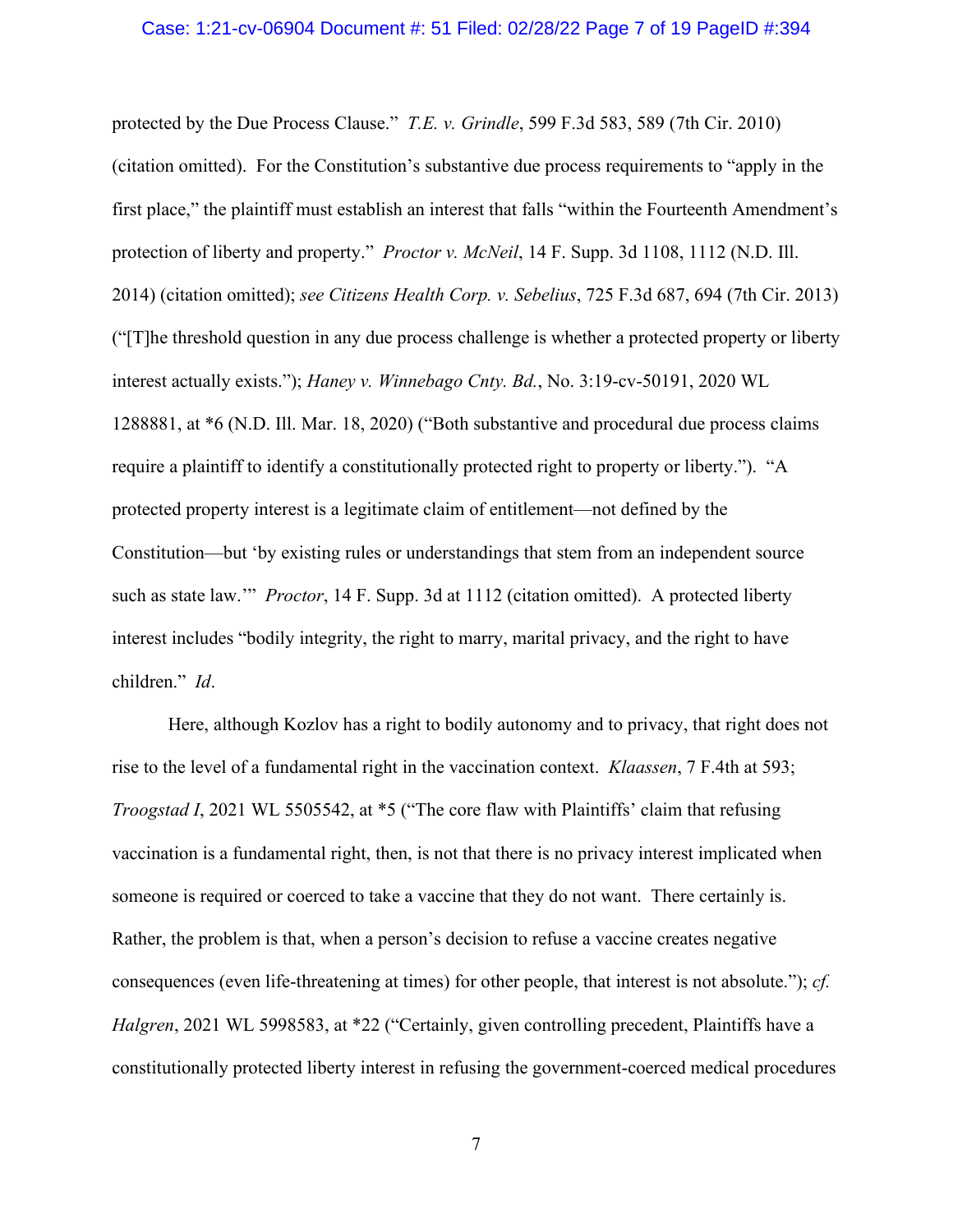protected by the Due Process Clause." *T.E. v. Grindle*, 599 F.3d 583, 589 (7th Cir. 2010) (citation omitted). For the Constitution's substantive due process requirements to "apply in the first place," the plaintiff must establish an interest that falls "within the Fourteenth Amendment's protection of liberty and property." *Proctor v. McNeil*, 14 F. Supp. 3d 1108, 1112 (N.D. Ill. 2014) (citation omitted); *see Citizens Health Corp. v. Sebelius*, 725 F.3d 687, 694 (7th Cir. 2013) ("[T]he threshold question in any due process challenge is whether a protected property or liberty interest actually exists."); *Haney v. Winnebago Cnty. Bd.*, No. 3:19-cv-50191, 2020 WL 1288881, at *6 (N.D. Ill. Mar. 18, 2020) ("Both substantive and procedural due process claims require a plaintiff to identify a constitutionally protected right to property or liberty."). "A protected property interest is a legitimate claim of entitlement—not defined by the Constitution—but 'by existing rules or understandings that stem from an independent source such as state law.'" *Proctor*, 14 F. Supp. 3d at 1112 (citation omitted). A protected liberty interest includes "bodily integrity, the right to marry, marital privacy, and the right to have children." *Id*.

Here, although Kozlov has a right to bodily autonomy and to privacy, that right does not rise to the level of a fundamental right in the vaccination context. *Klaassen*, 7 F.4th at 593; *Troogstad I*, 2021 WL 5505542, at *5 ("The core flaw with Plaintiffs' claim that refusing vaccination is a fundamental right, then, is not that there is no privacy interest implicated when someone is required or coerced to take a vaccine that they do not want. There certainly is. Rather, the problem is that, when a person's decision to refuse a vaccine creates negative consequences (even life-threatening at times) for other people, that interest is not absolute."); *cf. Halgren*, 2021 WL 5998583, at *22 ("Certainly, given controlling precedent, Plaintiffs have a constitutionally protected liberty interest in refusing the government-coerced medical procedures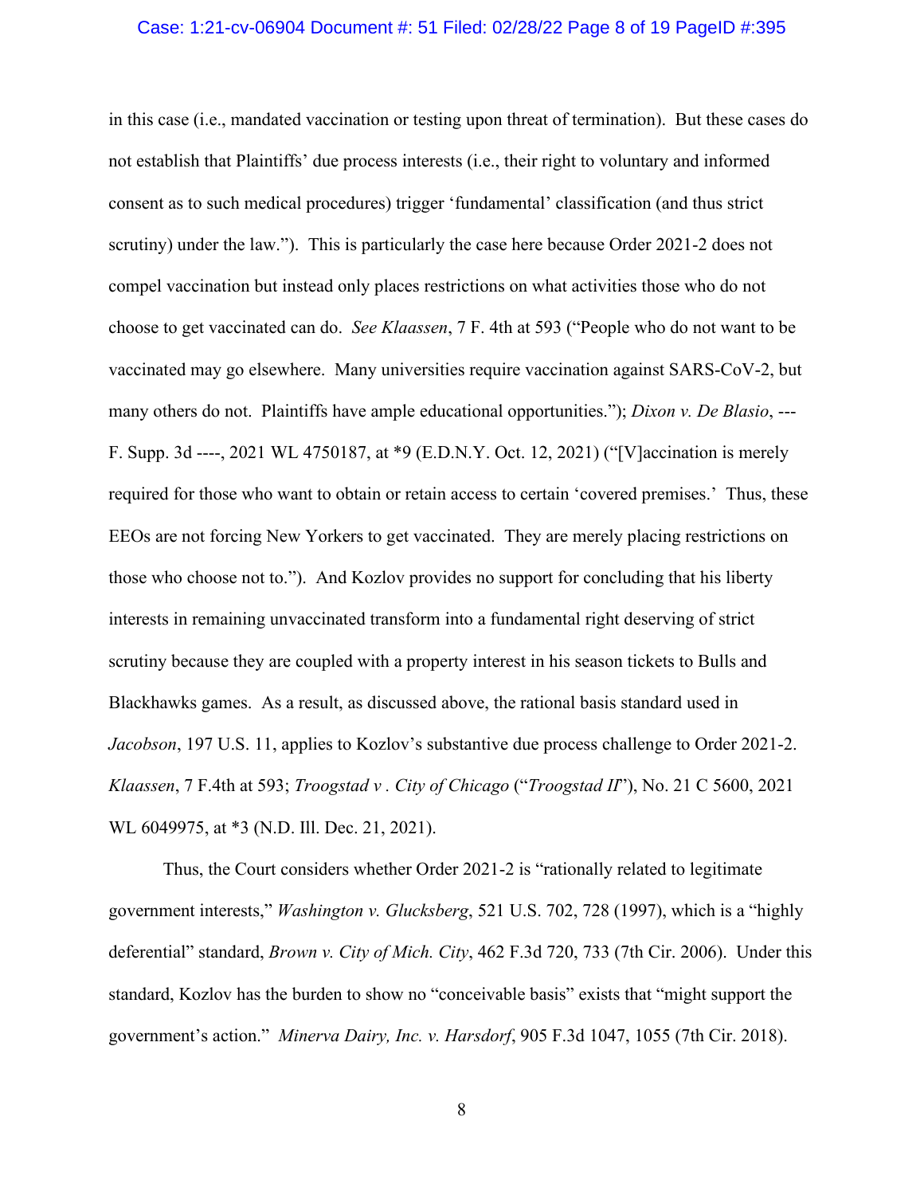in this case (i.e., mandated vaccination or testing upon threat of termination). But these cases do not establish that Plaintiffs' due process interests (i.e., their right to voluntary and informed consent as to such medical procedures) trigger 'fundamental' classification (and thus strict scrutiny) under the law."). This is particularly the case here because Order 2021-2 does not compel vaccination but instead only places restrictions on what activities those who do not choose to get vaccinated can do. *See Klaassen*, 7 F. 4th at 593 ("People who do not want to be vaccinated may go elsewhere. Many universities require vaccination against SARS-CoV-2, but many others do not. Plaintiffs have ample educational opportunities."); *Dixon v. De Blasio*, --- F. Supp. 3d ----, 2021 WL 4750187, at *9 (E.D.N.Y. Oct. 12, 2021) ("[V]accination is merely required for those who want to obtain or retain access to certain 'covered premises.' Thus, these EEOs are not forcing New Yorkers to get vaccinated. They are merely placing restrictions on those who choose not to."). And Kozlov provides no support for concluding that his liberty interests in remaining unvaccinated transform into a fundamental right deserving of strict scrutiny because they are coupled with a property interest in his season tickets to Bulls and Blackhawks games. As a result, as discussed above, the rational basis standard used in *Jacobson*, 197 U.S. 11, applies to Kozlov's substantive due process challenge to Order 2021-2. *Klaassen*, 7 F.4th at 593; *Troogstad v . City of Chicago* ("*Troogstad II*"), No. 21 C 5600, 2021 WL 6049975, at *3 (N.D. Ill. Dec. 21, 2021).

Thus, the Court considers whether Order 2021-2 is "rationally related to legitimate government interests," *Washington v. Glucksberg*, 521 U.S. 702, 728 (1997), which is a "highly deferential" standard, *Brown v. City of Mich. City*, 462 F.3d 720, 733 (7th Cir. 2006). Under this standard, Kozlov has the burden to show no "conceivable basis" exists that "might support the government's action." *Minerva Dairy, Inc. v. Harsdorf*, 905 F.3d 1047, 1055 (7th Cir. 2018).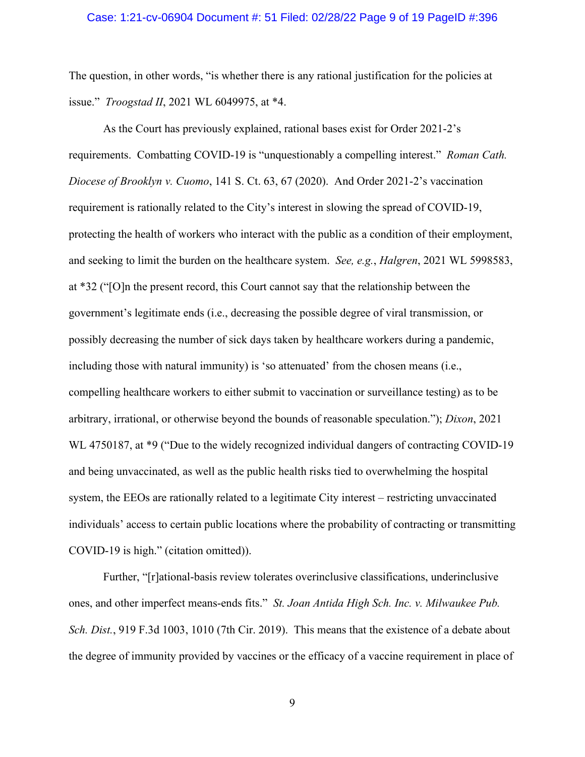The question, in other words, "is whether there is any rational justification for the policies at issue." *Troogstad II*, 2021 WL 6049975, at *4.

As the Court has previously explained, rational bases exist for Order 2021-2's requirements. Combatting COVID-19 is "unquestionably a compelling interest." *Roman Cath. Diocese of Brooklyn v. Cuomo*, 141 S. Ct. 63, 67 (2020). And Order 2021-2's vaccination requirement is rationally related to the City's interest in slowing the spread of COVID-19, protecting the health of workers who interact with the public as a condition of their employment, and seeking to limit the burden on the healthcare system. *See, e.g.*, *Halgren*, 2021 WL 5998583, at *32 ("[O]n the present record, this Court cannot say that the relationship between the government's legitimate ends (i.e., decreasing the possible degree of viral transmission, or possibly decreasing the number of sick days taken by healthcare workers during a pandemic, including those with natural immunity) is 'so attenuated' from the chosen means (i.e., compelling healthcare workers to either submit to vaccination or surveillance testing) as to be arbitrary, irrational, or otherwise beyond the bounds of reasonable speculation."); *Dixon*, 2021 WL 4750187, at *9 ("Due to the widely recognized individual dangers of contracting COVID-19 and being unvaccinated, as well as the public health risks tied to overwhelming the hospital system, the EEOs are rationally related to a legitimate City interest – restricting unvaccinated individuals' access to certain public locations where the probability of contracting or transmitting COVID-19 is high." (citation omitted)).

Further, "[r]ational-basis review tolerates overinclusive classifications, underinclusive ones, and other imperfect means-ends fits." *St. Joan Antida High Sch. Inc. v. Milwaukee Pub. Sch. Dist.*, 919 F.3d 1003, 1010 (7th Cir. 2019). This means that the existence of a debate about the degree of immunity provided by vaccines or the efficacy of a vaccine requirement in place of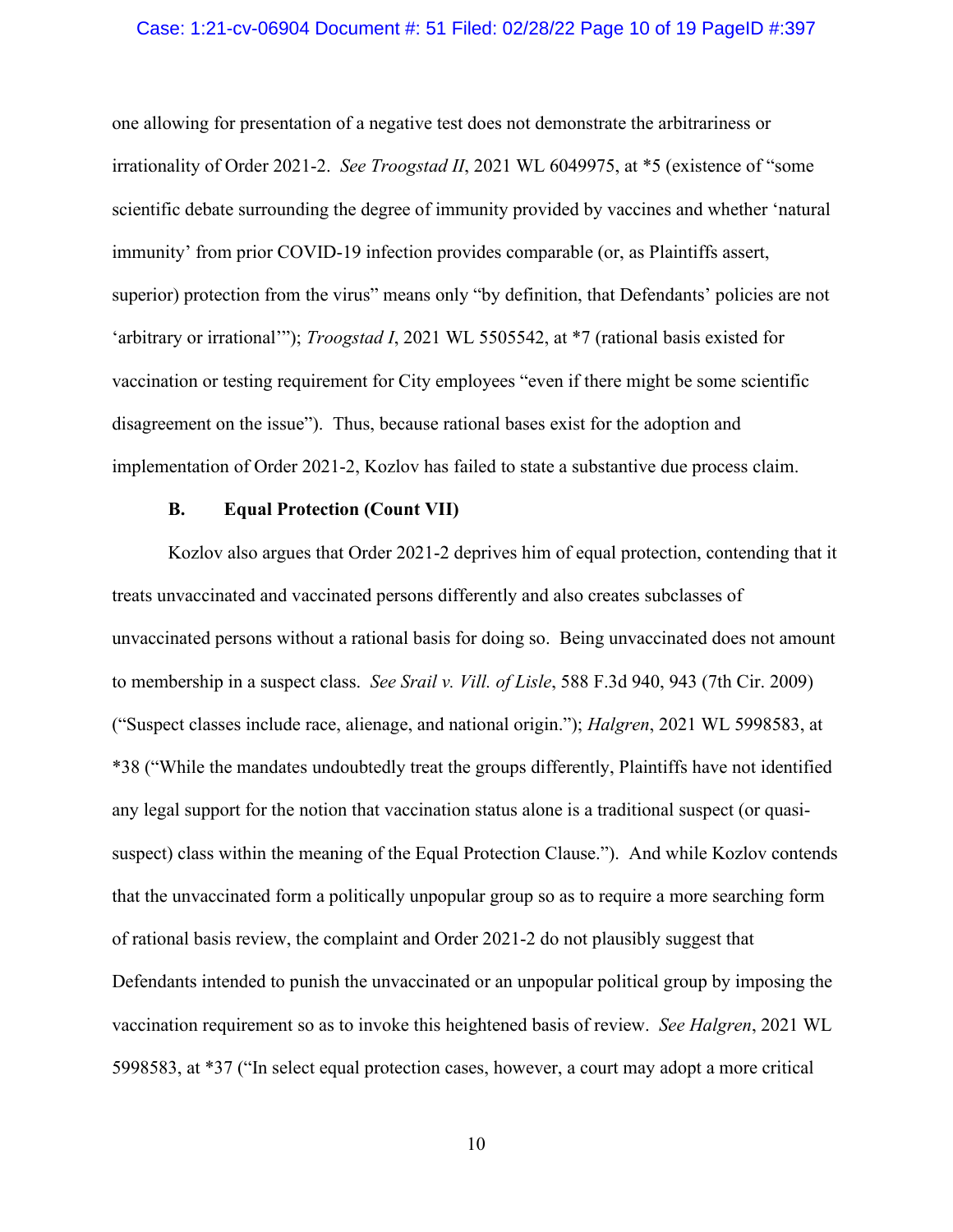one allowing for presentation of a negative test does not demonstrate the arbitrariness or irrationality of Order 2021-2. *See Troogstad II*, 2021 WL 6049975, at *5 (existence of "some scientific debate surrounding the degree of immunity provided by vaccines and whether 'natural immunity' from prior COVID-19 infection provides comparable (or, as Plaintiffs assert, superior) protection from the virus" means only "by definition, that Defendants' policies are not 'arbitrary or irrational'"); *Troogstad I*, 2021 WL 5505542, at *7 (rational basis existed for vaccination or testing requirement for City employees "even if there might be some scientific disagreement on the issue"). Thus, because rational bases exist for the adoption and implementation of Order 2021-2, Kozlov has failed to state a substantive due process claim.

### B. Equal Protection (Count VII)

Kozlov also argues that Order 2021-2 deprives him of equal protection, contending that it treats unvaccinated and vaccinated persons differently and also creates subclasses of unvaccinated persons without a rational basis for doing so. Being unvaccinated does not amount to membership in a suspect class. *See Srail v. Vill. of Lisle*, 588 F.3d 940, 943 (7th Cir. 2009) ("Suspect classes include race, alienage, and national origin."); *Halgren*, 2021 WL 5998583, at *38 ("While the mandates undoubtedly treat the groups differently, Plaintiffs have not identified any legal support for the notion that vaccination status alone is a traditional suspect (or quasi-suspect) class within the meaning of the Equal Protection Clause."). And while Kozlov contends that the unvaccinated form a politically unpopular group so as to require a more searching form of rational basis review, the complaint and Order 2021-2 do not plausibly suggest that Defendants intended to punish the unvaccinated or an unpopular political group by imposing the vaccination requirement so as to invoke this heightened basis of review. *See Halgren*, 2021 WL 5998583, at *37 ("In select equal protection cases, however, a court may adopt a more critical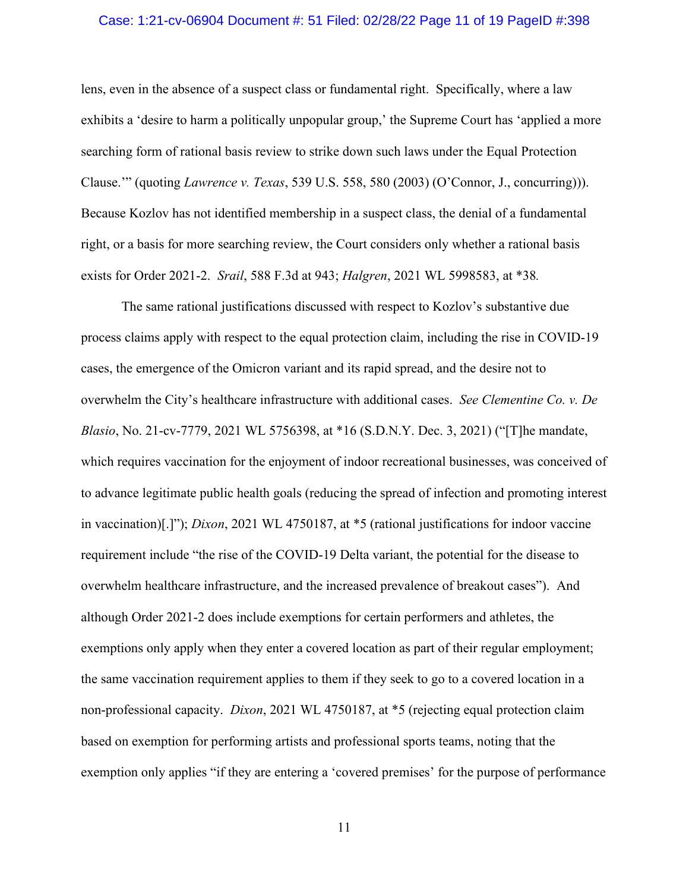lens, even in the absence of a suspect class or fundamental right. Specifically, where a law exhibits a 'desire to harm a politically unpopular group,' the Supreme Court has 'applied a more searching form of rational basis review to strike down such laws under the Equal Protection Clause.'" (quoting *Lawrence v. Texas*, 539 U.S. 558, 580 (2003) (O'Connor, J., concurring))). Because Kozlov has not identified membership in a suspect class, the denial of a fundamental right, or a basis for more searching review, the Court considers only whether a rational basis exists for Order 2021-2. *Srail*, 588 F.3d at 943; *Halgren*, 2021 WL 5998583, at *38.

The same rational justifications discussed with respect to Kozlov's substantive due process claims apply with respect to the equal protection claim, including the rise in COVID-19 cases, the emergence of the Omicron variant and its rapid spread, and the desire not to overwhelm the City's healthcare infrastructure with additional cases. *See Clementine Co. v. De Blasio*, No. 21-cv-7779, 2021 WL 5756398, at *16 (S.D.N.Y. Dec. 3, 2021) ("[T]he mandate, which requires vaccination for the enjoyment of indoor recreational businesses, was conceived of to advance legitimate public health goals (reducing the spread of infection and promoting interest in vaccination)[.]"); *Dixon*, 2021 WL 4750187, at *5 (rational justifications for indoor vaccine requirement include "the rise of the COVID-19 Delta variant, the potential for the disease to overwhelm healthcare infrastructure, and the increased prevalence of breakout cases"). And although Order 2021-2 does include exemptions for certain performers and athletes, the exemptions only apply when they enter a covered location as part of their regular employment; the same vaccination requirement applies to them if they seek to go to a covered location in a non-professional capacity. *Dixon*, 2021 WL 4750187, at *5 (rejecting equal protection claim based on exemption for performing artists and professional sports teams, noting that the exemption only applies "if they are entering a 'covered premises' for the purpose of performance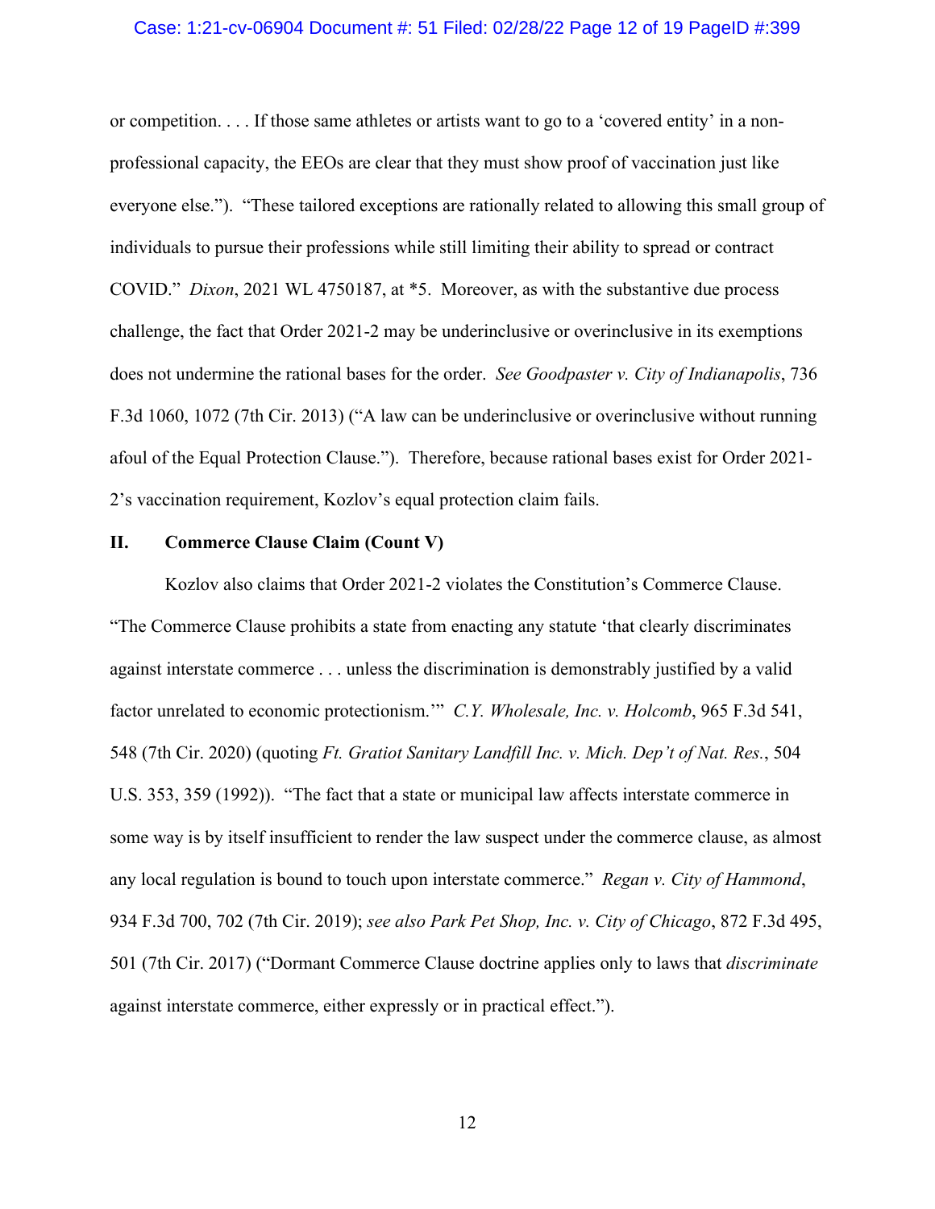or competition. . . . If those same athletes or artists want to go to a 'covered entity' in a non-professional capacity, the EEOs are clear that they must show proof of vaccination just like everyone else."). "These tailored exceptions are rationally related to allowing this small group of individuals to pursue their professions while still limiting their ability to spread or contract COVID." *Dixon*, 2021 WL 4750187, at *5. Moreover, as with the substantive due process challenge, the fact that Order 2021-2 may be underinclusive or overinclusive in its exemptions does not undermine the rational bases for the order. *See Goodpaster v. City of Indianapolis*, 736 F.3d 1060, 1072 (7th Cir. 2013) ("A law can be underinclusive or overinclusive without running afoul of the Equal Protection Clause."). Therefore, because rational bases exist for Order 2021-2's vaccination requirement, Kozlov's equal protection claim fails.

## II. Commerce Clause Claim (Count V)

Kozlov also claims that Order 2021-2 violates the Constitution's Commerce Clause. "The Commerce Clause prohibits a state from enacting any statute 'that clearly discriminates against interstate commerce . . . unless the discrimination is demonstrably justified by a valid factor unrelated to economic protectionism.'" *C.Y. Wholesale, Inc. v. Holcomb*, 965 F.3d 541, 548 (7th Cir. 2020) (quoting *Ft. Gratiot Sanitary Landfill Inc. v. Mich. Dep't of Nat. Res.*, 504 U.S. 353, 359 (1992)). "The fact that a state or municipal law affects interstate commerce in some way is by itself insufficient to render the law suspect under the commerce clause, as almost any local regulation is bound to touch upon interstate commerce." *Regan v. City of Hammond*, 934 F.3d 700, 702 (7th Cir. 2019); *see also Park Pet Shop, Inc. v. City of Chicago*, 872 F.3d 495, 501 (7th Cir. 2017) ("Dormant Commerce Clause doctrine applies only to laws that *discriminate* against interstate commerce, either expressly or in practical effect.").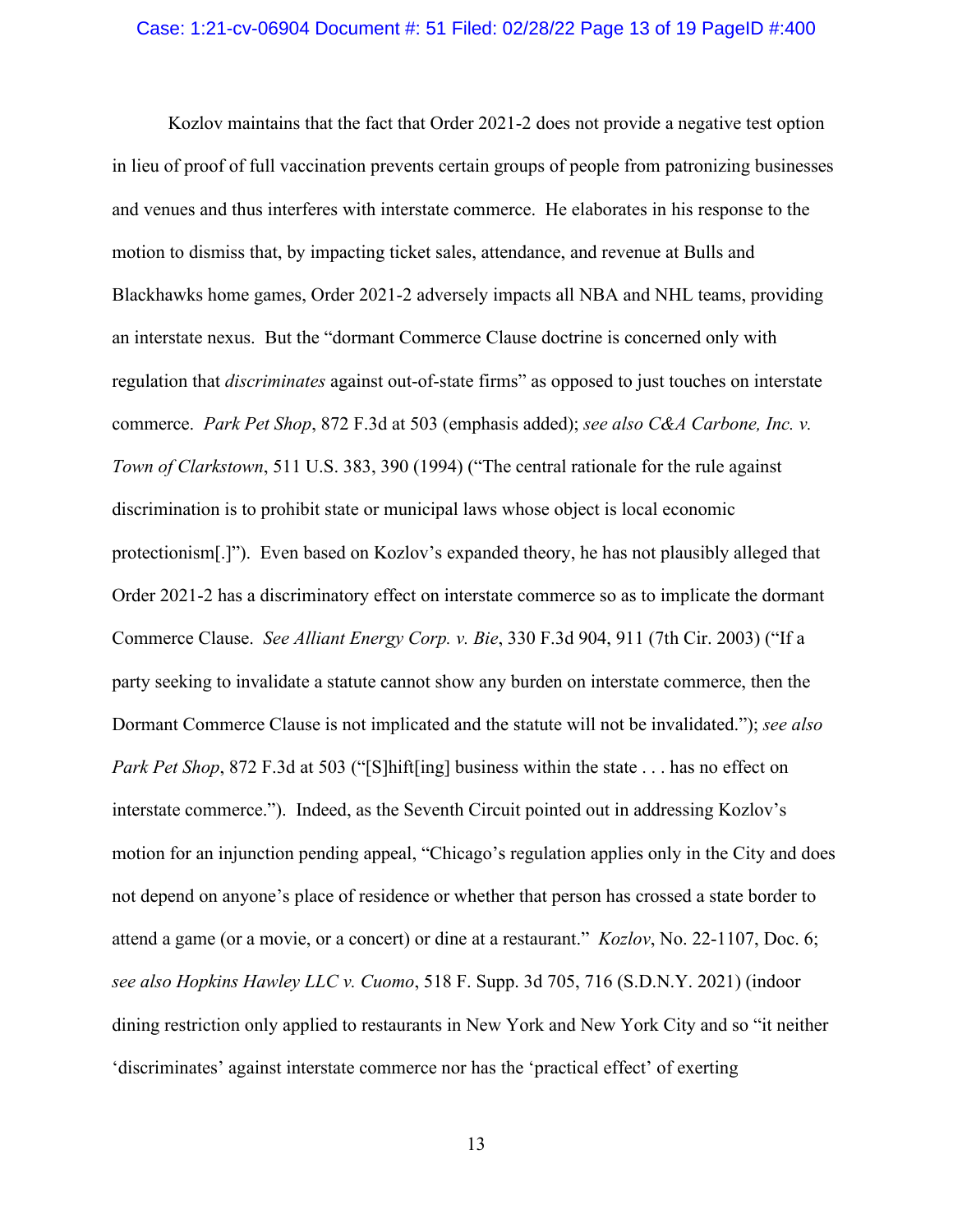Kozlov maintains that the fact that Order 2021-2 does not provide a negative test option in lieu of proof of full vaccination prevents certain groups of people from patronizing businesses and venues and thus interferes with interstate commerce. He elaborates in his response to the motion to dismiss that, by impacting ticket sales, attendance, and revenue at Bulls and Blackhawks home games, Order 2021-2 adversely impacts all NBA and NHL teams, providing an interstate nexus. But the "dormant Commerce Clause doctrine is concerned only with regulation that *discriminates* against out-of-state firms" as opposed to just touches on interstate commerce. *Park Pet Shop*, 872 F.3d at 503 (emphasis added); *see also C&A Carbone, Inc. v. Town of Clarkstown*, 511 U.S. 383, 390 (1994) ("The central rationale for the rule against discrimination is to prohibit state or municipal laws whose object is local economic protectionism[.]"). Even based on Kozlov's expanded theory, he has not plausibly alleged that Order 2021-2 has a discriminatory effect on interstate commerce so as to implicate the dormant Commerce Clause. *See Alliant Energy Corp. v. Bie*, 330 F.3d 904, 911 (7th Cir. 2003) ("If a party seeking to invalidate a statute cannot show any burden on interstate commerce, then the Dormant Commerce Clause is not implicated and the statute will not be invalidated."); *see also Park Pet Shop*, 872 F.3d at 503 ("[S]hift[ing] business within the state . . . has no effect on interstate commerce."). Indeed, as the Seventh Circuit pointed out in addressing Kozlov's motion for an injunction pending appeal, "Chicago's regulation applies only in the City and does not depend on anyone's place of residence or whether that person has crossed a state border to attend a game (or a movie, or a concert) or dine at a restaurant." *Kozlov*, No. 22-1107, Doc. 6; *see also Hopkins Hawley LLC v. Cuomo*, 518 F. Supp. 3d 705, 716 (S.D.N.Y. 2021) (indoor dining restriction only applied to restaurants in New York and New York City and so "it neither 'discriminates' against interstate commerce nor has the 'practical effect' of exerting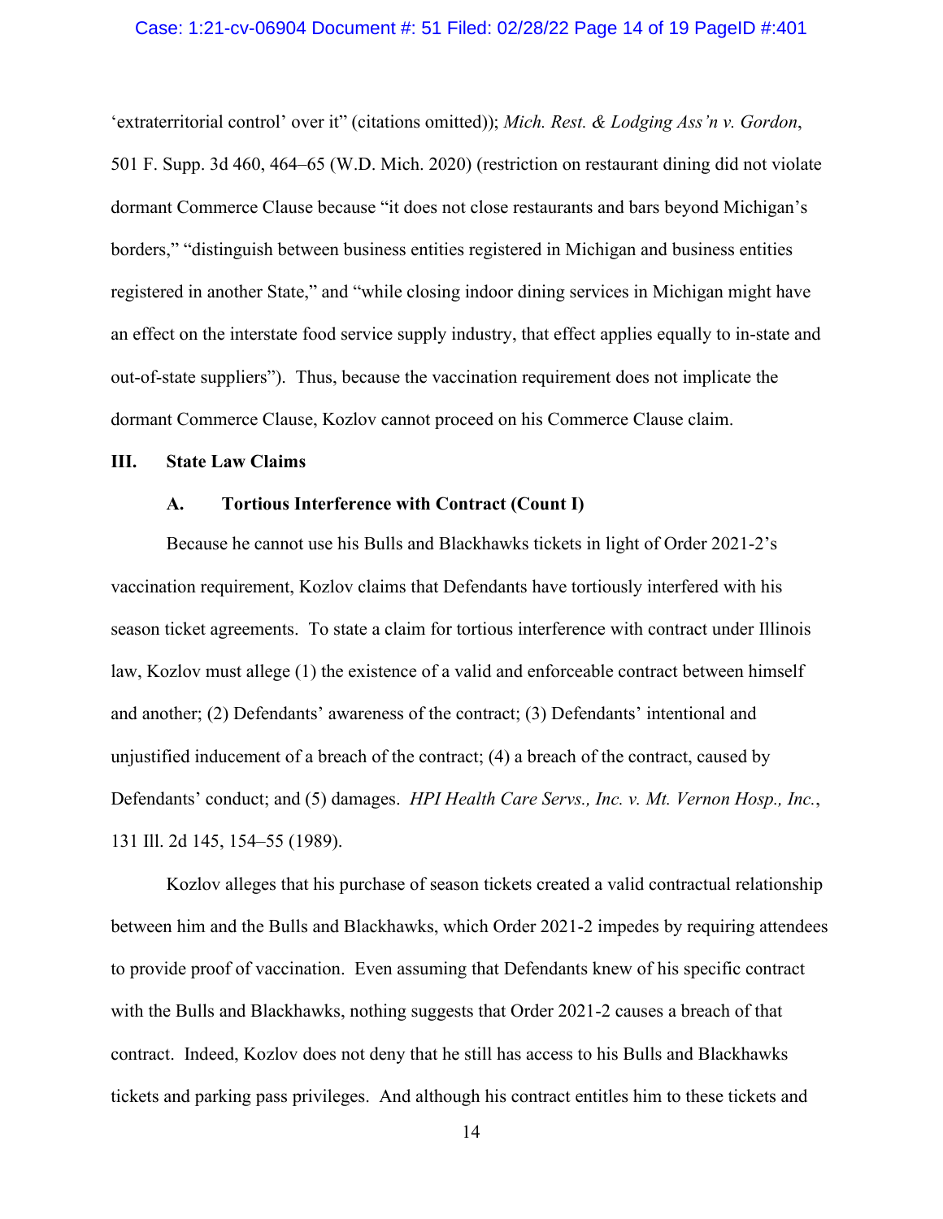'extraterritorial control' over it" (citations omitted)); *Mich. Rest. & Lodging Ass'n v. Gordon*, 501 F. Supp. 3d 460, 464–65 (W.D. Mich. 2020) (restriction on restaurant dining did not violate dormant Commerce Clause because "it does not close restaurants and bars beyond Michigan's borders," "distinguish between business entities registered in Michigan and business entities registered in another State," and "while closing indoor dining services in Michigan might have an effect on the interstate food service supply industry, that effect applies equally to in-state and out-of-state suppliers"). Thus, because the vaccination requirement does not implicate the dormant Commerce Clause, Kozlov cannot proceed on his Commerce Clause claim.

## III. State Law Claims

### A. Tortious Interference with Contract (Count I)

Because he cannot use his Bulls and Blackhawks tickets in light of Order 2021-2's vaccination requirement, Kozlov claims that Defendants have tortiously interfered with his season ticket agreements. To state a claim for tortious interference with contract under Illinois law, Kozlov must allege (1) the existence of a valid and enforceable contract between himself and another; (2) Defendants' awareness of the contract; (3) Defendants' intentional and unjustified inducement of a breach of the contract; (4) a breach of the contract, caused by Defendants' conduct; and (5) damages. *HPI Health Care Servs., Inc. v. Mt. Vernon Hosp., Inc.*, 131 Ill. 2d 145, 154–55 (1989).

Kozlov alleges that his purchase of season tickets created a valid contractual relationship between him and the Bulls and Blackhawks, which Order 2021-2 impedes by requiring attendees to provide proof of vaccination. Even assuming that Defendants knew of his specific contract with the Bulls and Blackhawks, nothing suggests that Order 2021-2 causes a breach of that contract. Indeed, Kozlov does not deny that he still has access to his Bulls and Blackhawks tickets and parking pass privileges. And although his contract entitles him to these tickets and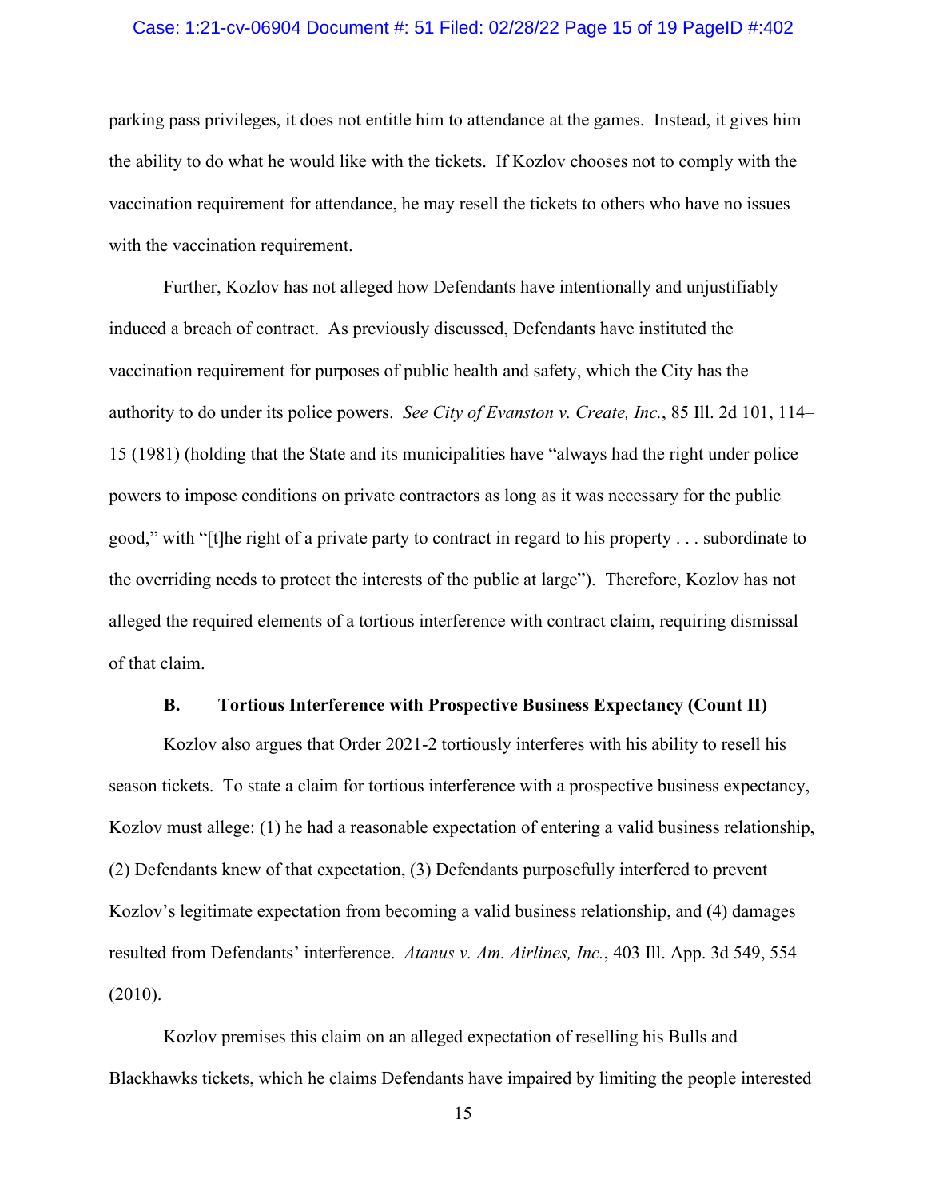parking pass privileges, it does not entitle him to attendance at the games. Instead, it gives him the ability to do what he would like with the tickets. If Kozlov chooses not to comply with the vaccination requirement for attendance, he may resell the tickets to others who have no issues with the vaccination requirement.

Further, Kozlov has not alleged how Defendants have intentionally and unjustifiably induced a breach of contract. As previously discussed, Defendants have instituted the vaccination requirement for purposes of public health and safety, which the City has the authority to do under its police powers. *See City of Evanston v. Create, Inc.*, 85 Ill. 2d 101, 114–15 (1981) (holding that the State and its municipalities have "always had the right under police powers to impose conditions on private contractors as long as it was necessary for the public good," with "[t]he right of a private party to contract in regard to his property . . . subordinate to the overriding needs to protect the interests of the public at large"). Therefore, Kozlov has not alleged the required elements of a tortious interference with contract claim, requiring dismissal of that claim.

### B. Tortious Interference with Prospective Business Expectancy (Count II)

Kozlov also argues that Order 2021-2 tortiously interferes with his ability to resell his season tickets. To state a claim for tortious interference with a prospective business expectancy, Kozlov must allege: (1) he had a reasonable expectation of entering a valid business relationship, (2) Defendants knew of that expectation, (3) Defendants purposefully interfered to prevent Kozlov's legitimate expectation from becoming a valid business relationship, and (4) damages resulted from Defendants' interference. *Atanus v. Am. Airlines, Inc.*, 403 Ill. App. 3d 549, 554 (2010).

Kozlov premises this claim on an alleged expectation of reselling his Bulls and Blackhawks tickets, which he claims Defendants have impaired by limiting the people interested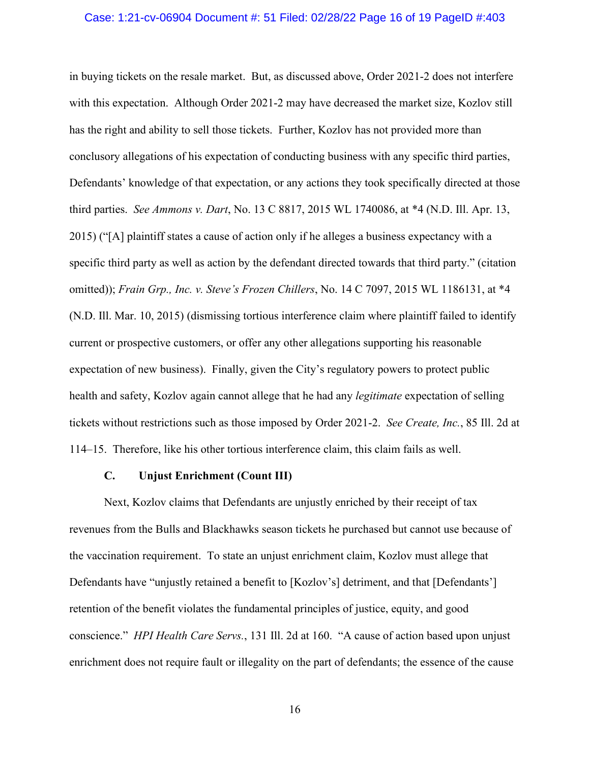in buying tickets on the resale market. But, as discussed above, Order 2021-2 does not interfere with this expectation. Although Order 2021-2 may have decreased the market size, Kozlov still has the right and ability to sell those tickets. Further, Kozlov has not provided more than conclusory allegations of his expectation of conducting business with any specific third parties, Defendants' knowledge of that expectation, or any actions they took specifically directed at those third parties. *See Ammons v. Dart*, No. 13 C 8817, 2015 WL 1740086, at *4 (N.D. Ill. Apr. 13, 2015) ("[A] plaintiff states a cause of action only if he alleges a business expectancy with a specific third party as well as action by the defendant directed towards that third party." (citation omitted)); *Frain Grp., Inc. v. Steve's Frozen Chillers*, No. 14 C 7097, 2015 WL 1186131, at *4 (N.D. Ill. Mar. 10, 2015) (dismissing tortious interference claim where plaintiff failed to identify current or prospective customers, or offer any other allegations supporting his reasonable expectation of new business). Finally, given the City's regulatory powers to protect public health and safety, Kozlov again cannot allege that he had any *legitimate* expectation of selling tickets without restrictions such as those imposed by Order 2021-2. *See Create, Inc.*, 85 Ill. 2d at 114–15. Therefore, like his other tortious interference claim, this claim fails as well.

### C. Unjust Enrichment (Count III)

Next, Kozlov claims that Defendants are unjustly enriched by their receipt of tax revenues from the Bulls and Blackhawks season tickets he purchased but cannot use because of the vaccination requirement. To state an unjust enrichment claim, Kozlov must allege that Defendants have "unjustly retained a benefit to [Kozlov's] detriment, and that [Defendants'] retention of the benefit violates the fundamental principles of justice, equity, and good conscience." *HPI Health Care Servs.*, 131 Ill. 2d at 160. "A cause of action based upon unjust enrichment does not require fault or illegality on the part of defendants; the essence of the cause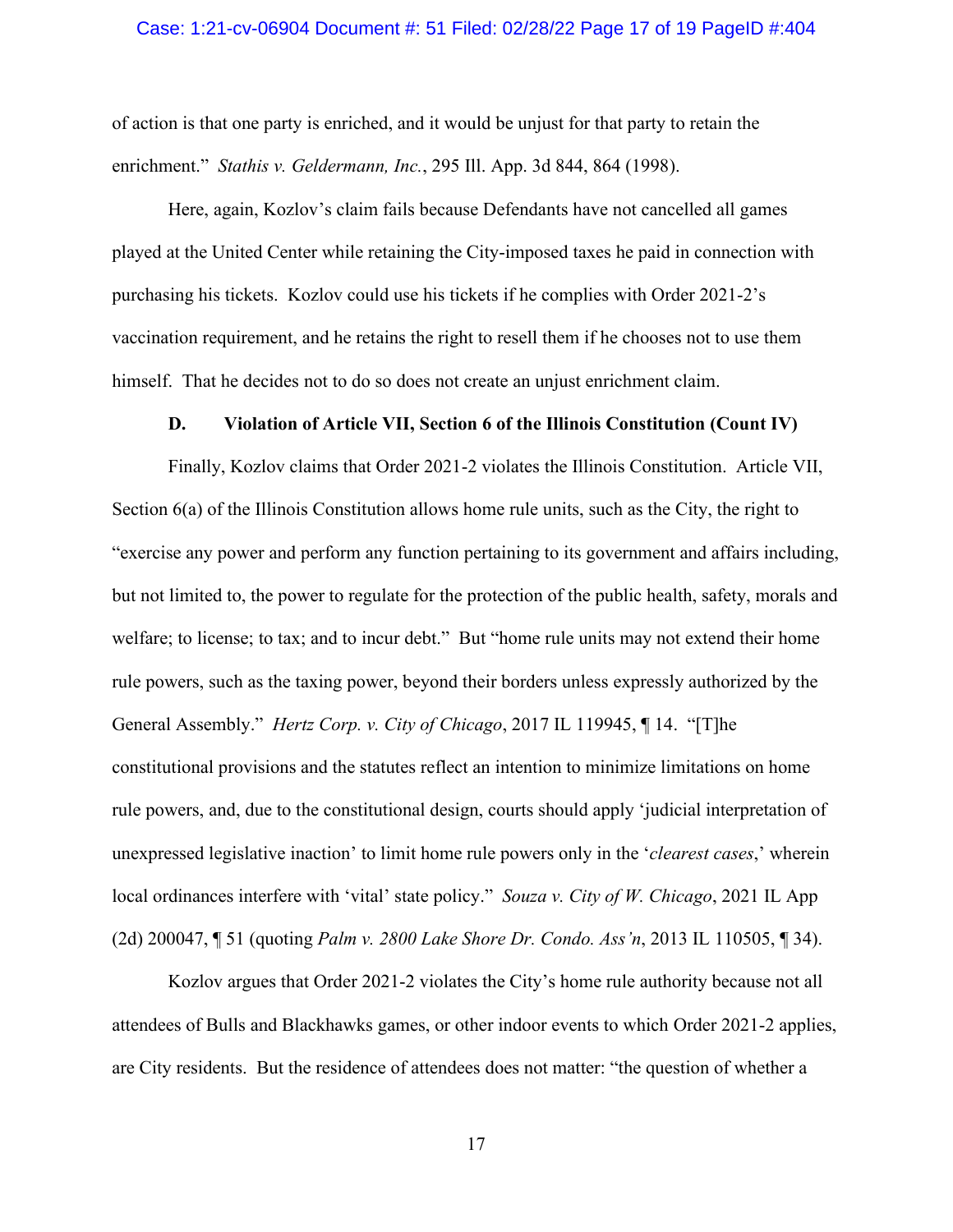of action is that one party is enriched, and it would be unjust for that party to retain the enrichment." *Stathis v. Geldermann, Inc.*, 295 Ill. App. 3d 844, 864 (1998).

Here, again, Kozlov's claim fails because Defendants have not cancelled all games played at the United Center while retaining the City-imposed taxes he paid in connection with purchasing his tickets. Kozlov could use his tickets if he complies with Order 2021-2's vaccination requirement, and he retains the right to resell them if he chooses not to use them himself. That he decides not to do so does not create an unjust enrichment claim.

### D. Violation of Article VII, Section 6 of the Illinois Constitution (Count IV)

Finally, Kozlov claims that Order 2021-2 violates the Illinois Constitution. Article VII, Section 6(a) of the Illinois Constitution allows home rule units, such as the City, the right to "exercise any power and perform any function pertaining to its government and affairs including, but not limited to, the power to regulate for the protection of the public health, safety, morals and welfare; to license; to tax; and to incur debt." But "home rule units may not extend their home rule powers, such as the taxing power, beyond their borders unless expressly authorized by the General Assembly." *Hertz Corp. v. City of Chicago*, 2017 IL 119945, ¶ 14. "[T]he constitutional provisions and the statutes reflect an intention to minimize limitations on home rule powers, and, due to the constitutional design, courts should apply 'judicial interpretation of unexpressed legislative inaction' to limit home rule powers only in the '*clearest cases*,' wherein local ordinances interfere with 'vital' state policy." *Souza v. City of W. Chicago*, 2021 IL App (2d) 200047, ¶ 51 (quoting *Palm v. 2800 Lake Shore Dr. Condo. Ass'n*, 2013 IL 110505, ¶ 34).

Kozlov argues that Order 2021-2 violates the City's home rule authority because not all attendees of Bulls and Blackhawks games, or other indoor events to which Order 2021-2 applies, are City residents. But the residence of attendees does not matter: "the question of whether a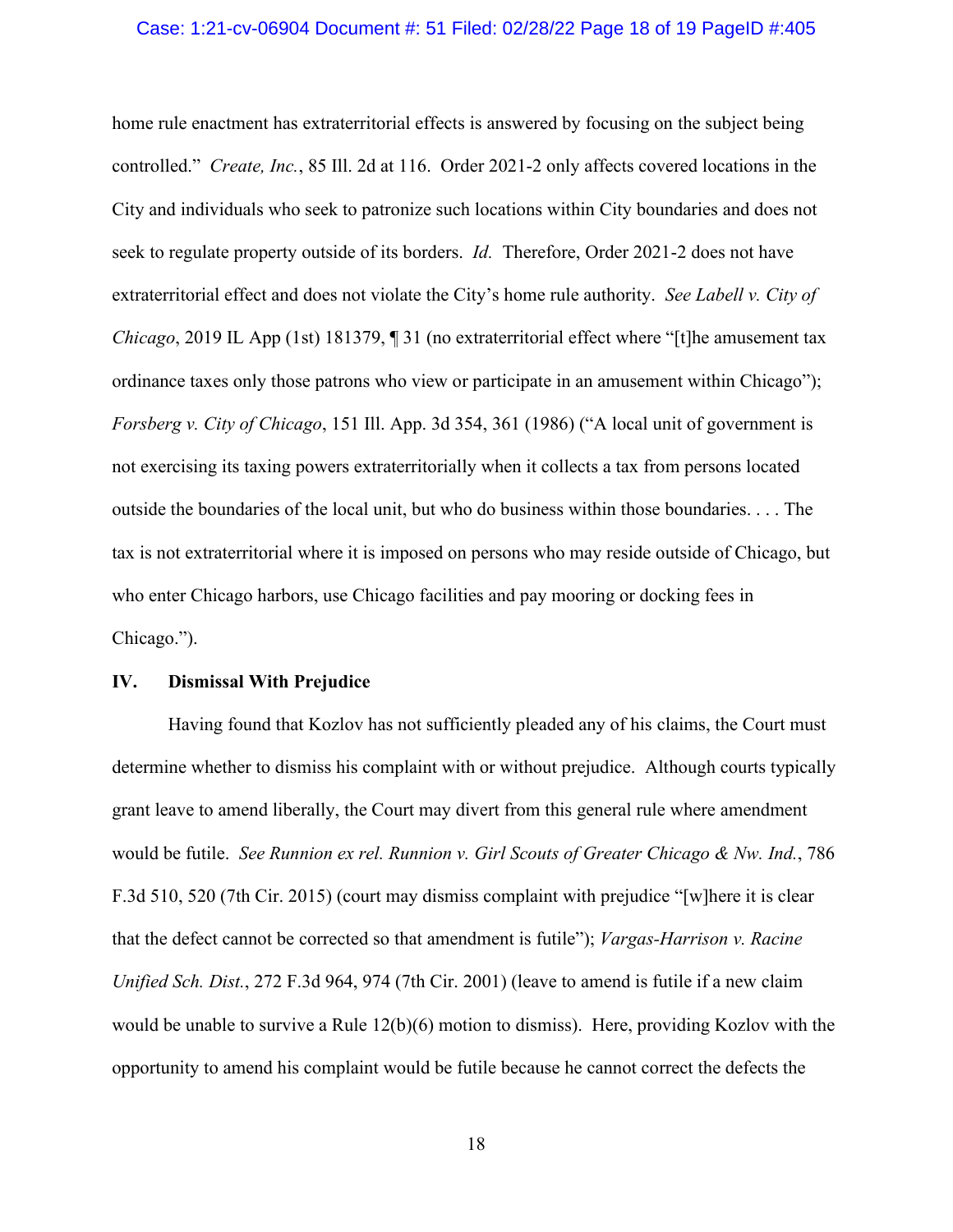home rule enactment has extraterritorial effects is answered by focusing on the subject being controlled." *Create, Inc.*, 85 Ill. 2d at 116. Order 2021-2 only affects covered locations in the City and individuals who seek to patronize such locations within City boundaries and does not seek to regulate property outside of its borders. *Id.* Therefore, Order 2021-2 does not have extraterritorial effect and does not violate the City's home rule authority. *See Labell v. City of Chicago*, 2019 IL App (1st) 181379, ¶ 31 (no extraterritorial effect where "[t]he amusement tax ordinance taxes only those patrons who view or participate in an amusement within Chicago"); *Forsberg v. City of Chicago*, 151 Ill. App. 3d 354, 361 (1986) ("A local unit of government is not exercising its taxing powers extraterritorially when it collects a tax from persons located outside the boundaries of the local unit, but who do business within those boundaries. . . . The tax is not extraterritorial where it is imposed on persons who may reside outside of Chicago, but who enter Chicago harbors, use Chicago facilities and pay mooring or docking fees in Chicago.").

## IV. Dismissal With Prejudice

Having found that Kozlov has not sufficiently pleaded any of his claims, the Court must determine whether to dismiss his complaint with or without prejudice. Although courts typically grant leave to amend liberally, the Court may divert from this general rule where amendment would be futile. *See Runnion ex rel. Runnion v. Girl Scouts of Greater Chicago & Nw. Ind.*, 786 F.3d 510, 520 (7th Cir. 2015) (court may dismiss complaint with prejudice "[w]here it is clear that the defect cannot be corrected so that amendment is futile"); *Vargas-Harrison v. Racine Unified Sch. Dist.*, 272 F.3d 964, 974 (7th Cir. 2001) (leave to amend is futile if a new claim would be unable to survive a Rule 12(b)(6) motion to dismiss). Here, providing Kozlov with the opportunity to amend his complaint would be futile because he cannot correct the defects the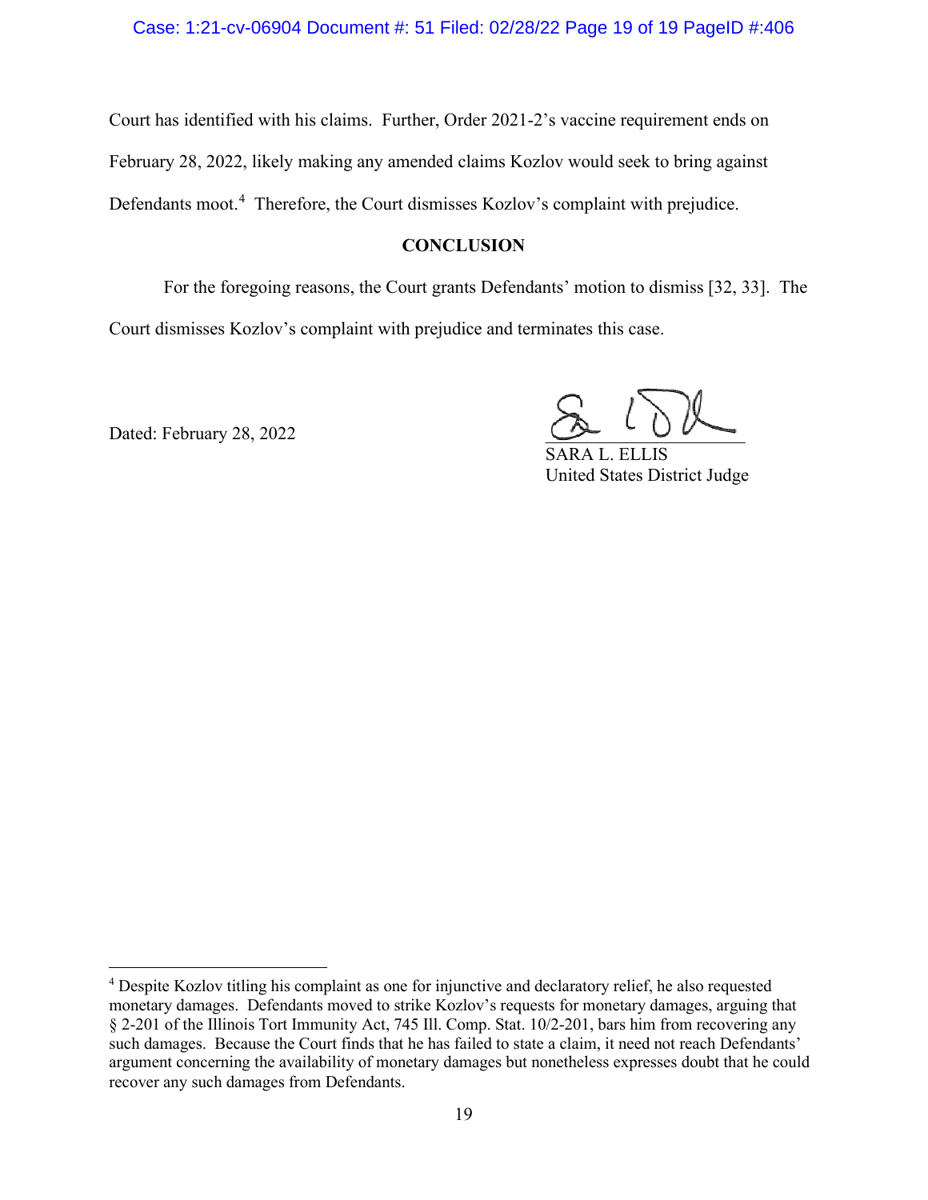Court has identified with his claims. Further, Order 2021-2's vaccine requirement ends on February 28, 2022, likely making any amended claims Kozlov would seek to bring against Defendants moot.[4] Therefore, the Court dismisses Kozlov's complaint with prejudice.

## CONCLUSION

For the foregoing reasons, the Court grants Defendants' motion to dismiss [32, 33]. The Court dismisses Kozlov's complaint with prejudice and terminates this case.

Dated: February 28, 2022

SARA L. ELLIS
United States District Judge

---

[4] Despite Kozlov titling his complaint as one for injunctive and declaratory relief, he also requested monetary damages. Defendants moved to strike Kozlov's requests for monetary damages, arguing that § 2-201 of the Illinois Tort Immunity Act, 745 Ill. Comp. Stat. 10/2-201, bars him from recovering any such damages. Because the Court finds that he has failed to state a claim, it need not reach Defendants' argument concerning the availability of monetary damages but nonetheless expresses doubt that he could recover any such damages from Defendants.